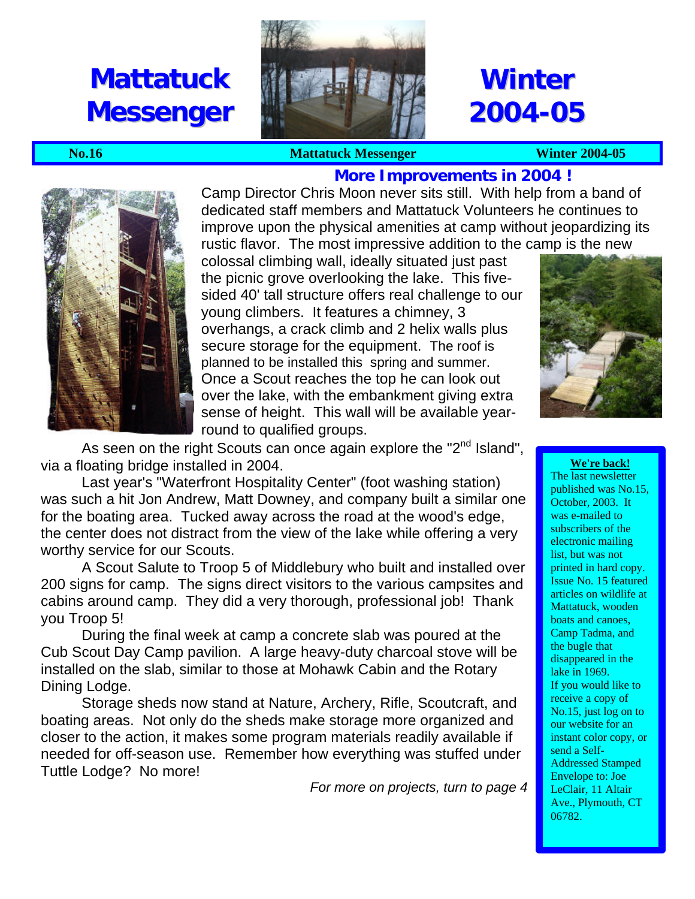# Mattatuck Messenger

# Winter 2004-05

**No.16** **Mattatuck Messenger** **Winter 2004-05**

## More Improvements in 2004 !

Camp Director Chris Moon never sits still. With help from a band of dedicated staff members and Mattatuck Volunteers he continues to improve upon the physical amenities at camp without jeopardizing its rustic flavor. The most impressive addition to the camp is the new colossal climbing wall, ideally situated just past the picnic grove overlooking the lake. This five-sided 40' tall structure offers real challenge to our young climbers. It features a chimney, 3 overhangs, a crack climb and 2 helix walls plus secure storage for the equipment. The roof is planned to be installed this spring and summer. Once a Scout reaches the top he can look out over the lake, with the embankment giving extra sense of height. This wall will be available year-round to qualified groups.

As seen on the right Scouts can once again explore the "2nd Island", via a floating bridge installed in 2004.

Last year's "Waterfront Hospitality Center" (foot washing station) was such a hit Jon Andrew, Matt Downey, and company built a similar one for the boating area. Tucked away across the road at the wood's edge, the center does not distract from the view of the lake while offering a very worthy service for our Scouts.

A Scout Salute to Troop 5 of Middlebury who built and installed over 200 signs for camp. The signs direct visitors to the various campsites and cabins around camp. They did a very thorough, professional job! Thank you Troop 5!

During the final week at camp a concrete slab was poured at the Cub Scout Day Camp pavilion. A large heavy-duty charcoal stove will be installed on the slab, similar to those at Mohawk Cabin and the Rotary Dining Lodge.

Storage sheds now stand at Nature, Archery, Rifle, Scoutcraft, and boating areas. Not only do the sheds make storage more organized and closer to the action, it makes some program materials readily available if needed for off-season use. Remember how everything was stuffed under Tuttle Lodge? No more!

*For more on projects, turn to page 4*

**We're back!**

The last newsletter published was No.15, October, 2003. It was e-mailed to subscribers of the electronic mailing list, but was not printed in hard copy. Issue No. 15 featured articles on wildlife at Mattatuck, wooden boats and canoes, Camp Tadma, and the bugle that disappeared in the lake in 1969.

If you would like to receive a copy of No.15, just log on to our website for an instant color copy, or send a Self-Addressed Stamped Envelope to: Joe LeClair, 11 Altair Ave., Plymouth, CT 06782.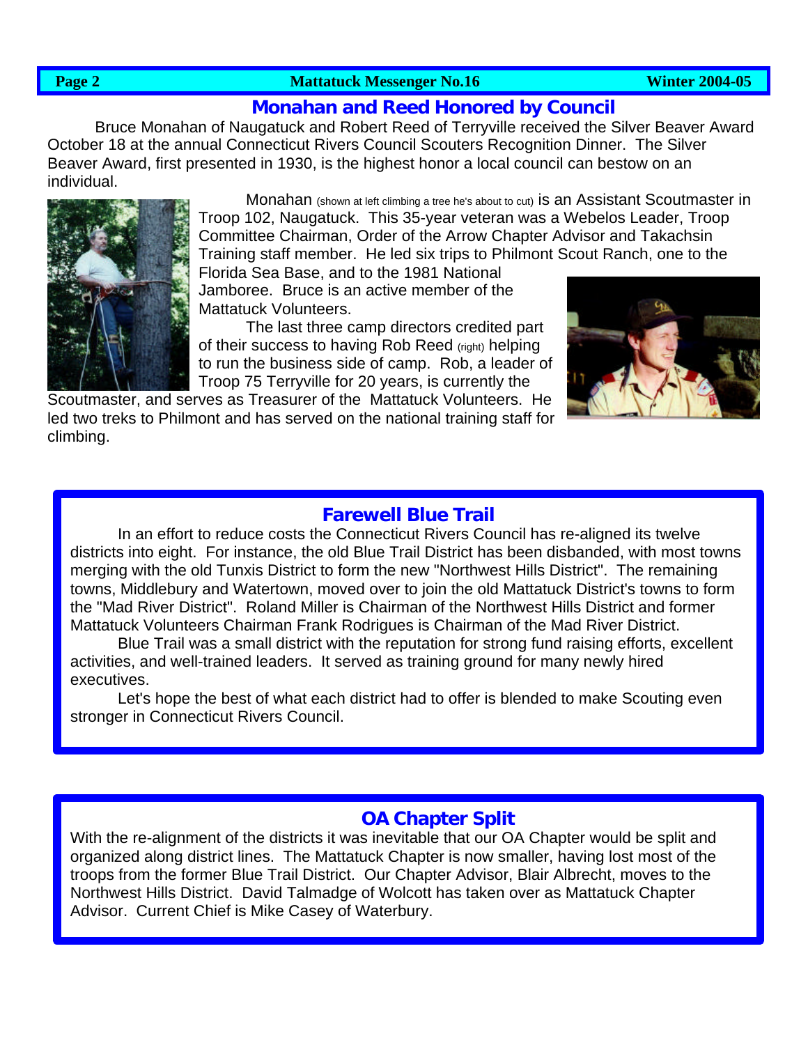## Monahan and Reed Honored by Council

Bruce Monahan of Naugatuck and Robert Reed of Terryville received the Silver Beaver Award October 18 at the annual Connecticut Rivers Council Scouters Recognition Dinner. The Silver Beaver Award, first presented in 1930, is the highest honor a local council can bestow on an individual.

Monahan (shown at left climbing a tree he's about to cut) is an Assistant Scoutmaster in Troop 102, Naugatuck. This 35-year veteran was a Webelos Leader, Troop Committee Chairman, Order of the Arrow Chapter Advisor and Takachsin Training staff member. He led six trips to Philmont Scout Ranch, one to the Florida Sea Base, and to the 1981 National Jamboree. Bruce is an active member of the Mattatuck Volunteers.

The last three camp directors credited part of their success to having Rob Reed (right) helping to run the business side of camp. Rob, a leader of Troop 75 Terryville for 20 years, is currently the Scoutmaster, and serves as Treasurer of the Mattatuck Volunteers. He led two treks to Philmont and has served on the national training staff for climbing.

## Farewell Blue Trail

In an effort to reduce costs the Connecticut Rivers Council has re-aligned its twelve districts into eight. For instance, the old Blue Trail District has been disbanded, with most towns merging with the old Tunxis District to form the new "Northwest Hills District". The remaining towns, Middlebury and Watertown, moved over to join the old Mattatuck District's towns to form the "Mad River District". Roland Miller is Chairman of the Northwest Hills District and former Mattatuck Volunteers Chairman Frank Rodrigues is Chairman of the Mad River District.

Blue Trail was a small district with the reputation for strong fund raising efforts, excellent activities, and well-trained leaders. It served as training ground for many newly hired executives.

Let's hope the best of what each district had to offer is blended to make Scouting even stronger in Connecticut Rivers Council.

## OA Chapter Split

With the re-alignment of the districts it was inevitable that our OA Chapter would be split and organized along district lines. The Mattatuck Chapter is now smaller, having lost most of the troops from the former Blue Trail District. Our Chapter Advisor, Blair Albrecht, moves to the Northwest Hills District. David Talmadge of Wolcott has taken over as Mattatuck Chapter Advisor. Current Chief is Mike Casey of Waterbury.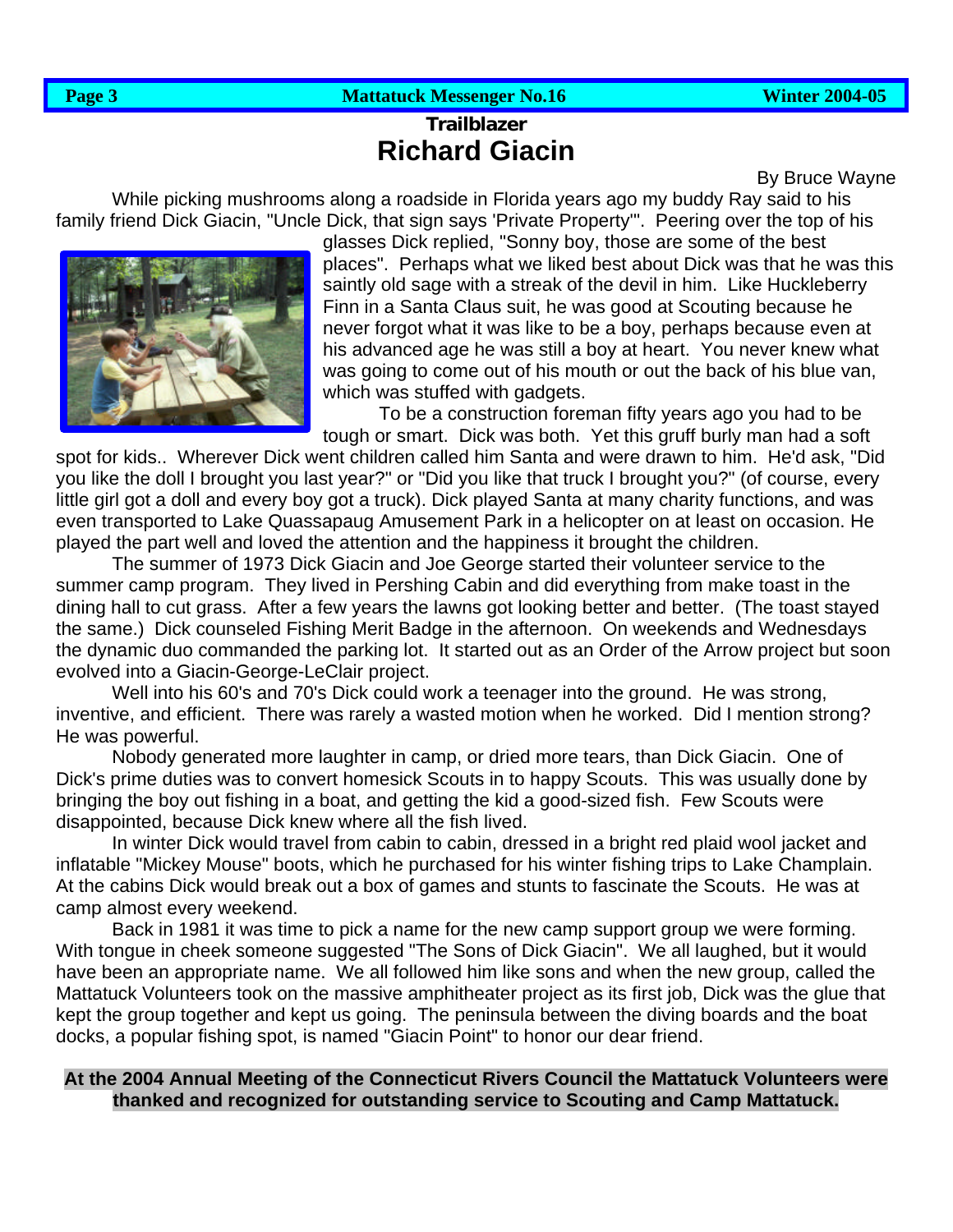**Trailblazer**

# Richard Giacin

By Bruce Wayne

While picking mushrooms along a roadside in Florida years ago my buddy Ray said to his family friend Dick Giacin, "Uncle Dick, that sign says 'Private Property'". Peering over the top of his glasses Dick replied, "Sonny boy, those are some of the best places". Perhaps what we liked best about Dick was that he was this saintly old sage with a streak of the devil in him. Like Huckleberry Finn in a Santa Claus suit, he was good at Scouting because he never forgot what it was like to be a boy, perhaps because even at his advanced age he was still a boy at heart. You never knew what was going to come out of his mouth or out the back of his blue van, which was stuffed with gadgets.

To be a construction foreman fifty years ago you had to be tough or smart. Dick was both. Yet this gruff burly man had a soft spot for kids.. Wherever Dick went children called him Santa and were drawn to him. He'd ask, "Did you like the doll I brought you last year?" or "Did you like that truck I brought you?" (of course, every little girl got a doll and every boy got a truck). Dick played Santa at many charity functions, and was even transported to Lake Quassapaug Amusement Park in a helicopter on at least on occasion. He played the part well and loved the attention and the happiness it brought the children.

The summer of 1973 Dick Giacin and Joe George started their volunteer service to the summer camp program. They lived in Pershing Cabin and did everything from make toast in the dining hall to cut grass. After a few years the lawns got looking better and better. (The toast stayed the same.) Dick counseled Fishing Merit Badge in the afternoon. On weekends and Wednesdays the dynamic duo commanded the parking lot. It started out as an Order of the Arrow project but soon evolved into a Giacin-George-LeClair project.

Well into his 60's and 70's Dick could work a teenager into the ground. He was strong, inventive, and efficient. There was rarely a wasted motion when he worked. Did I mention strong? He was powerful.

Nobody generated more laughter in camp, or dried more tears, than Dick Giacin. One of Dick's prime duties was to convert homesick Scouts in to happy Scouts. This was usually done by bringing the boy out fishing in a boat, and getting the kid a good-sized fish. Few Scouts were disappointed, because Dick knew where all the fish lived.

In winter Dick would travel from cabin to cabin, dressed in a bright red plaid wool jacket and inflatable "Mickey Mouse" boots, which he purchased for his winter fishing trips to Lake Champlain. At the cabins Dick would break out a box of games and stunts to fascinate the Scouts. He was at camp almost every weekend.

Back in 1981 it was time to pick a name for the new camp support group we were forming. With tongue in cheek someone suggested "The Sons of Dick Giacin". We all laughed, but it would have been an appropriate name. We all followed him like sons and when the new group, called the Mattatuck Volunteers took on the massive amphitheater project as its first job, Dick was the glue that kept the group together and kept us going. The peninsula between the diving boards and the boat docks, a popular fishing spot, is named "Giacin Point" to honor our dear friend.

**At the 2004 Annual Meeting of the Connecticut Rivers Council the Mattatuck Volunteers were thanked and recognized for outstanding service to Scouting and Camp Mattatuck.**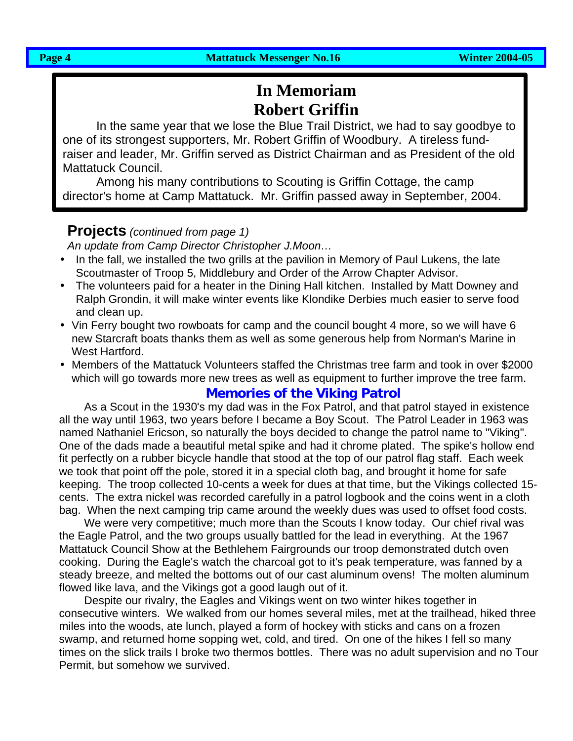# In Memoriam
# Robert Griffin

In the same year that we lose the Blue Trail District, we had to say goodbye to one of its strongest supporters, Mr. Robert Griffin of Woodbury. A tireless fund-raiser and leader, Mr. Griffin served as District Chairman and as President of the old Mattatuck Council.

Among his many contributions to Scouting is Griffin Cottage, the camp director's home at Camp Mattatuck. Mr. Griffin passed away in September, 2004.

## Projects *(continued from page 1)*

*An update from Camp Director Christopher J.Moon…*

- In the fall, we installed the two grills at the pavilion in Memory of Paul Lukens, the late Scoutmaster of Troop 5, Middlebury and Order of the Arrow Chapter Advisor.
- The volunteers paid for a heater in the Dining Hall kitchen. Installed by Matt Downey and Ralph Grondin, it will make winter events like Klondike Derbies much easier to serve food and clean up.
- Vin Ferry bought two rowboats for camp and the council bought 4 more, so we will have 6 new Starcraft boats thanks them as well as some generous help from Norman's Marine in West Hartford.
- Members of the Mattatuck Volunteers staffed the Christmas tree farm and took in over $2000 which will go towards more new trees as well as equipment to further improve the tree farm.

## Memories of the Viking Patrol

As a Scout in the 1930's my dad was in the Fox Patrol, and that patrol stayed in existence all the way until 1963, two years before I became a Boy Scout. The Patrol Leader in 1963 was named Nathaniel Ericson, so naturally the boys decided to change the patrol name to "Viking". One of the dads made a beautiful metal spike and had it chrome plated. The spike's hollow end fit perfectly on a rubber bicycle handle that stood at the top of our patrol flag staff. Each week we took that point off the pole, stored it in a special cloth bag, and brought it home for safe keeping. The troop collected 10-cents a week for dues at that time, but the Vikings collected 15-cents. The extra nickel was recorded carefully in a patrol logbook and the coins went in a cloth bag. When the next camping trip came around the weekly dues was used to offset food costs.

We were very competitive; much more than the Scouts I know today. Our chief rival was the Eagle Patrol, and the two groups usually battled for the lead in everything. At the 1967 Mattatuck Council Show at the Bethlehem Fairgrounds our troop demonstrated dutch oven cooking. During the Eagle's watch the charcoal got to it's peak temperature, was fanned by a steady breeze, and melted the bottoms out of our cast aluminum ovens! The molten aluminum flowed like lava, and the Vikings got a good laugh out of it.

Despite our rivalry, the Eagles and Vikings went on two winter hikes together in consecutive winters. We walked from our homes several miles, met at the trailhead, hiked three miles into the woods, ate lunch, played a form of hockey with sticks and cans on a frozen swamp, and returned home sopping wet, cold, and tired. On one of the hikes I fell so many times on the slick trails I broke two thermos bottles. There was no adult supervision and no Tour Permit, but somehow we survived.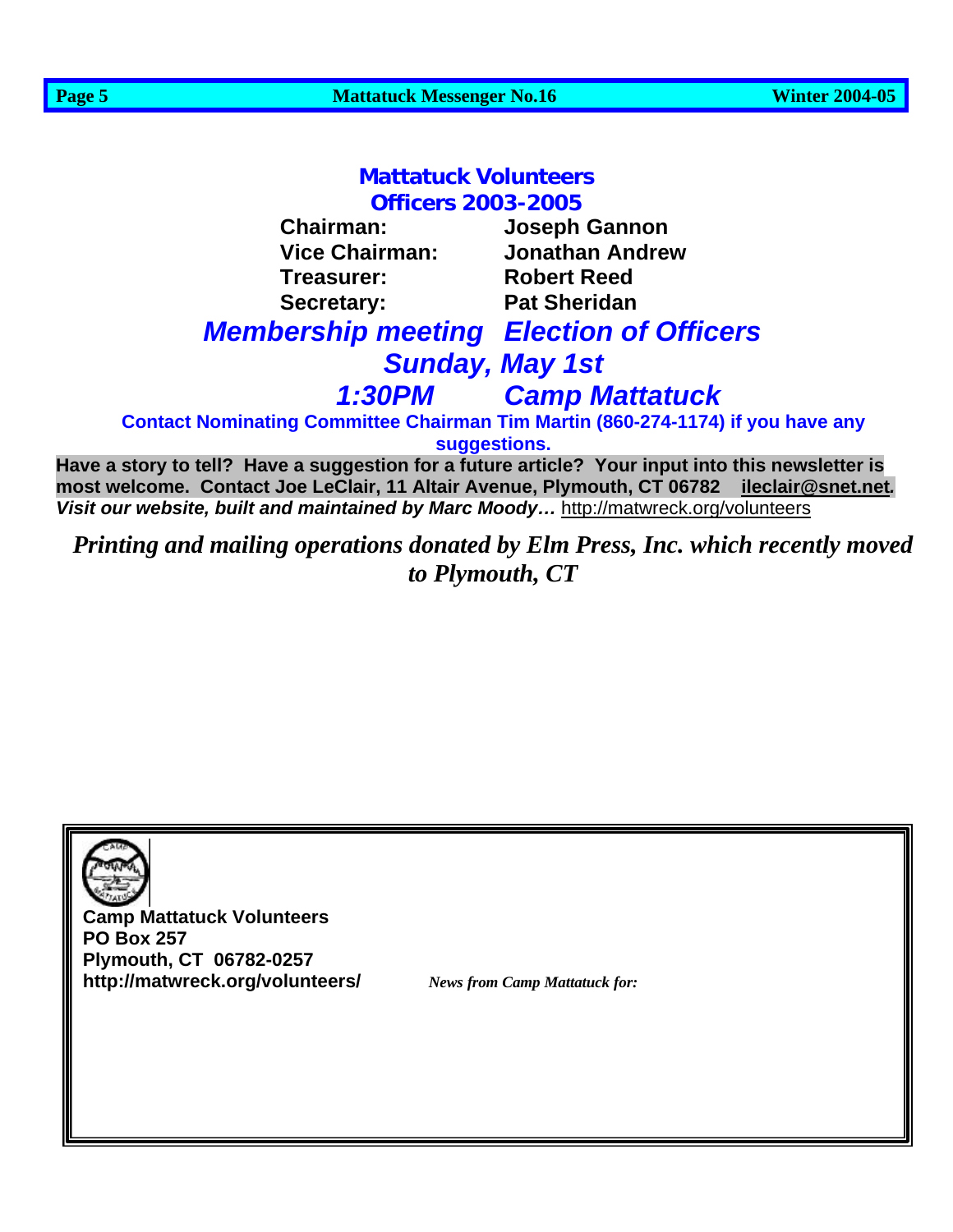## Mattatuck Volunteers Officers 2003-2005

**Chairman:** Joseph Gannon
**Vice Chairman:** Jonathan Andrew
**Treasurer:** Robert Reed
**Secretary:** Pat Sheridan

***Membership meeting Election of Officers***
***Sunday, May 1st***
***1:30PM Camp Mattatuck***

**Contact Nominating Committee Chairman Tim Martin (860-274-1174) if you have any suggestions.**

**Have a story to tell? Have a suggestion for a future article? Your input into this newsletter is most welcome. Contact Joe LeClair, 11 Altair Avenue, Plymouth, CT 06782 ileclair@snet.net.**
***Visit our website, built and maintained by Marc Moody…*** http://matwreck.org/volunteers

*Printing and mailing operations donated by Elm Press, Inc. which recently moved to Plymouth, CT*

**Camp Mattatuck Volunteers**
**PO Box 257**
**Plymouth, CT 06782-0257**
**http://matwreck.org/volunteers/**

*News from Camp Mattatuck for:*